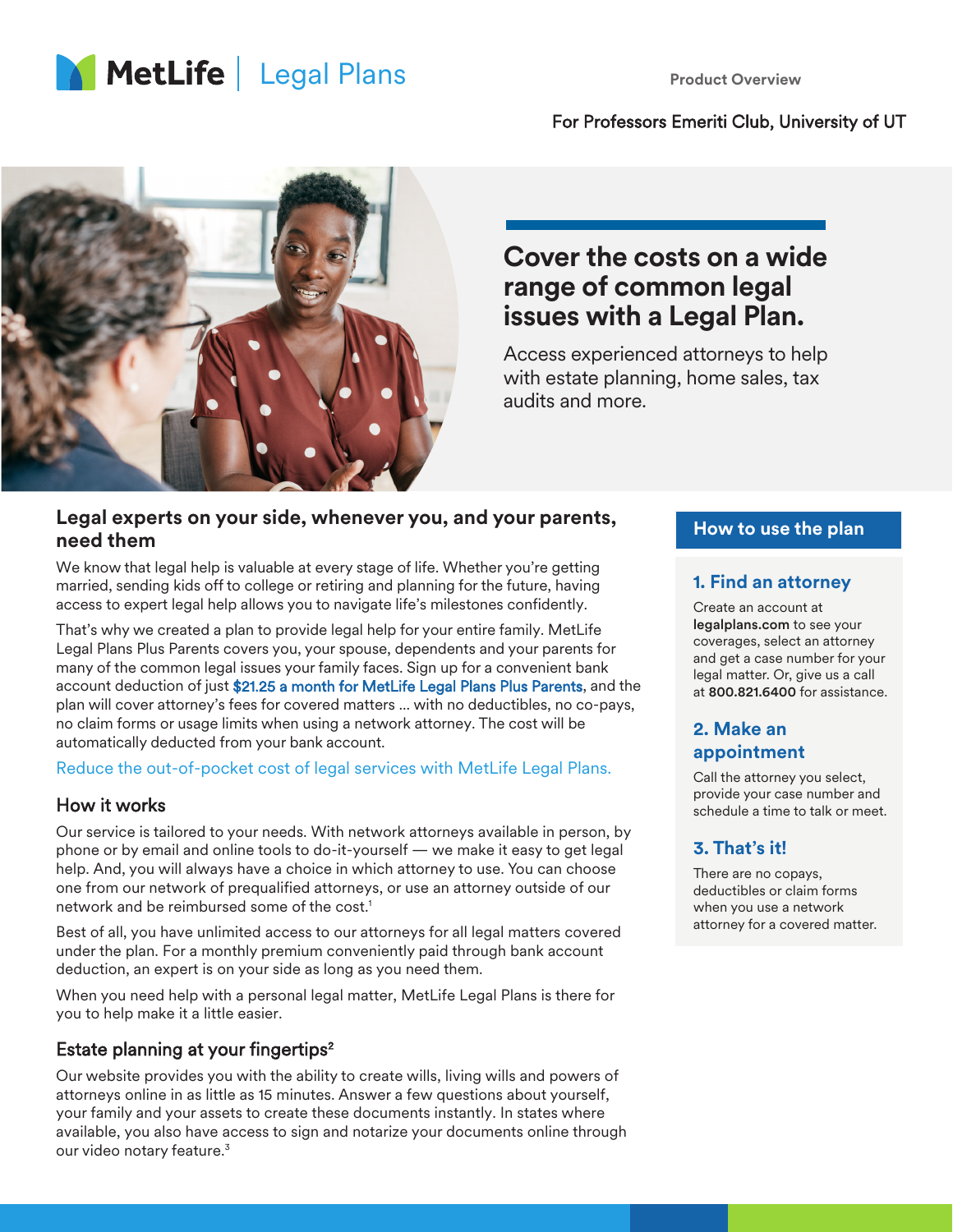MetLife | Legal Plans

Product Overview

For Professors Emeriti Club, University of UT

# Cover the costs on a wide range of common legal issues with a Legal Plan.

Access experienced attorneys to help with estate planning, home sales, tax audits and more.

## Legal experts on your side, whenever you, and your parents, need them

We know that legal help is valuable at every stage of life. Whether you're getting married, sending kids off to college or retiring and planning for the future, having access to expert legal help allows you to navigate life's milestones confidently.

That's why we created a plan to provide legal help for your entire family. MetLife Legal Plans Plus Parents covers you, your spouse, dependents and your parents for many of the common legal issues your family faces. Sign up for a convenient bank account deduction of just **$21.25 a month for MetLife Legal Plans Plus Parents**, and the plan will cover attorney's fees for covered matters ... with no deductibles, no co-pays, no claim forms or usage limits when using a network attorney. The cost will be automatically deducted from your bank account.

Reduce the out-of-pocket cost of legal services with MetLife Legal Plans.

### How it works

Our service is tailored to your needs. With network attorneys available in person, by phone or by email and online tools to do-it-yourself — we make it easy to get legal help. And, you will always have a choice in which attorney to use. You can choose one from our network of prequalified attorneys, or use an attorney outside of our network and be reimbursed some of the cost.[1]

Best of all, you have unlimited access to our attorneys for all legal matters covered under the plan. For a monthly premium conveniently paid through bank account deduction, an expert is on your side as long as you need them.

When you need help with a personal legal matter, MetLife Legal Plans is there for you to help make it a little easier.

### Estate planning at your fingertips[2]

Our website provides you with the ability to create wills, living wills and powers of attorneys online in as little as 15 minutes. Answer a few questions about yourself, your family and your assets to create these documents instantly. In states where available, you also have access to sign and notarize your documents online through our video notary feature.[3]

## How to use the plan

### 1. Find an attorney

Create an account at **legalplans.com** to see your coverages, select an attorney and get a case number for your legal matter. Or, give us a call at **800.821.6400** for assistance.

### 2. Make an appointment

Call the attorney you select, provide your case number and schedule a time to talk or meet.

### 3. That's it!

There are no copays, deductibles or claim forms when you use a network attorney for a covered matter.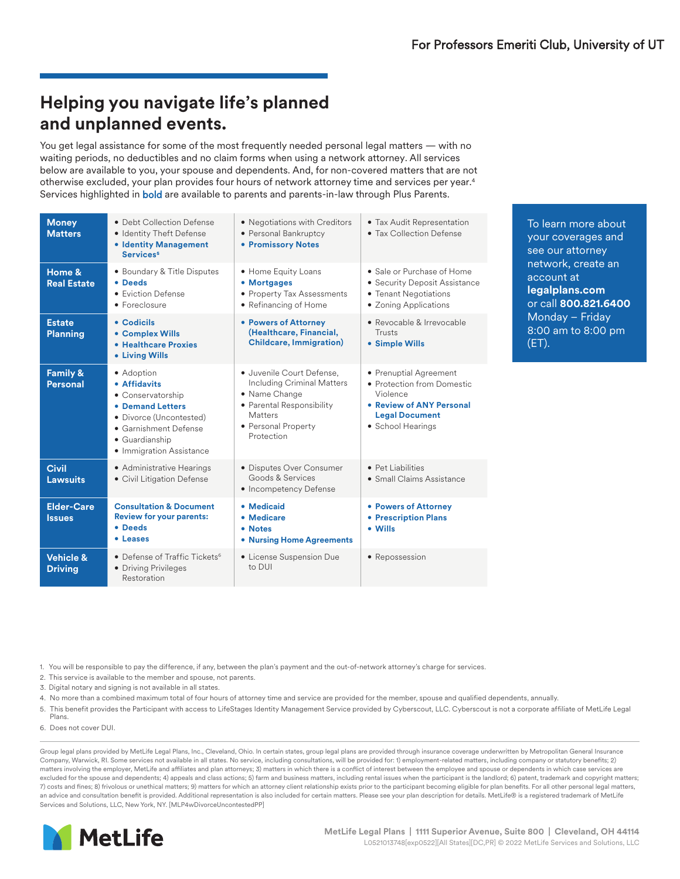For Professors Emeriti Club, University of UT

# Helping you navigate life's planned and unplanned events.

You get legal assistance for some of the most frequently needed personal legal matters — with no waiting periods, no deductibles and no claim forms when using a network attorney. All services below are available to you, your spouse and dependents. And, for non-covered matters that are not otherwise excluded, your plan provides four hours of network attorney time and services per year.[4] Services highlighted in **bold** are available to parents and parents-in-law through Plus Parents.

| | | | |
|---|---|---|---|
| **Money Matters** | • Debt Collection Defense<br>• Identity Theft Defense<br>• **Identity Management Services**[5] | • Negotiations with Creditors<br>• Personal Bankruptcy<br>• **Promissory Notes** | • Tax Audit Representation<br>• Tax Collection Defense |
| **Home & Real Estate** | • Boundary & Title Disputes<br>• **Deeds**<br>• Eviction Defense<br>• Foreclosure | • Home Equity Loans<br>• **Mortgages**<br>• Property Tax Assessments<br>• Refinancing of Home | • Sale or Purchase of Home<br>• Security Deposit Assistance<br>• Tenant Negotiations<br>• Zoning Applications |
| **Estate Planning** | • **Codicils**<br>• **Complex Wills**<br>• **Healthcare Proxies**<br>• **Living Wills** | • **Powers of Attorney (Healthcare, Financial, Childcare, Immigration)** | • Revocable & Irrevocable Trusts<br>• **Simple Wills** |
| **Family & Personal** | • Adoption<br>• **Affidavits**<br>• Conservatorship<br>• **Demand Letters**<br>• Divorce (Uncontested)<br>• Garnishment Defense<br>• Guardianship<br>• Immigration Assistance | • Juvenile Court Defense, Including Criminal Matters<br>• Name Change<br>• Parental Responsibility Matters<br>• Personal Property Protection | • Prenuptial Agreement<br>• Protection from Domestic Violence<br>• **Review of ANY Personal Legal Document**<br>• School Hearings |
| **Civil Lawsuits** | • Administrative Hearings<br>• Civil Litigation Defense | • Disputes Over Consumer Goods & Services<br>• Incompetency Defense | • Pet Liabilities<br>• Small Claims Assistance |
| **Elder-Care Issues** | **Consultation & Document Review for your parents:**<br>• **Deeds**<br>• **Leases** | • **Medicaid**<br>• **Medicare**<br>• **Notes**<br>• **Nursing Home Agreements** | • **Powers of Attorney**<br>• **Prescription Plans**<br>• **Wills** |
| **Vehicle & Driving** | • Defense of Traffic Tickets[6]<br>• Driving Privileges Restoration | • License Suspension Due to DUI | • Repossession |

To learn more about your coverages and see our attorney network, create an account at **legalplans.com** or call **800.821.6400** Monday – Friday 8:00 am to 8:00 pm (ET).

1. You will be responsible to pay the difference, if any, between the plan's payment and the out-of-network attorney's charge for services.
2. This service is available to the member and spouse, not parents.
3. Digital notary and signing is not available in all states.
4. No more than a combined maximum total of four hours of attorney time and service are provided for the member, spouse and qualified dependents, annually.
5. This benefit provides the Participant with access to LifeStages Identity Management Service provided by Cyberscout, LLC. Cyberscout is not a corporate affiliate of MetLife Legal Plans.
6. Does not cover DUI.

Group legal plans provided by MetLife Legal Plans, Inc., Cleveland, Ohio. In certain states, group legal plans are provided through insurance coverage underwritten by Metropolitan General Insurance Company, Warwick, RI. Some services not available in all states. No service, including consultations, will be provided for: 1) employment-related matters, including company or statutory benefits; 2) matters involving the employer, MetLife and affiliates and plan attorneys; 3) matters in which there is a conflict of interest between the employee and spouse or dependents in which case services are excluded for the spouse and dependents; 4) appeals and class actions; 5) farm and business matters, including rental issues when the participant is the landlord; 6) patent, trademark and copyright matters; 7) costs and fines; 8) frivolous or unethical matters; 9) matters for which an attorney client relationship exists prior to the participant becoming eligible for plan benefits. For all other personal legal matters, an advice and consultation benefit is provided. Additional representation is also included for certain matters. Please see your plan description for details. MetLife® is a registered trademark of MetLife Services and Solutions, LLC, New York, NY. [MLP4wDivorceUncontestedPP]

MetLife

MetLife Legal Plans | 1111 Superior Avenue, Suite 800 | Cleveland, OH 44114
L0521013748[exp0522][All States][DC,PR] © 2022 MetLife Services and Solutions, LLC